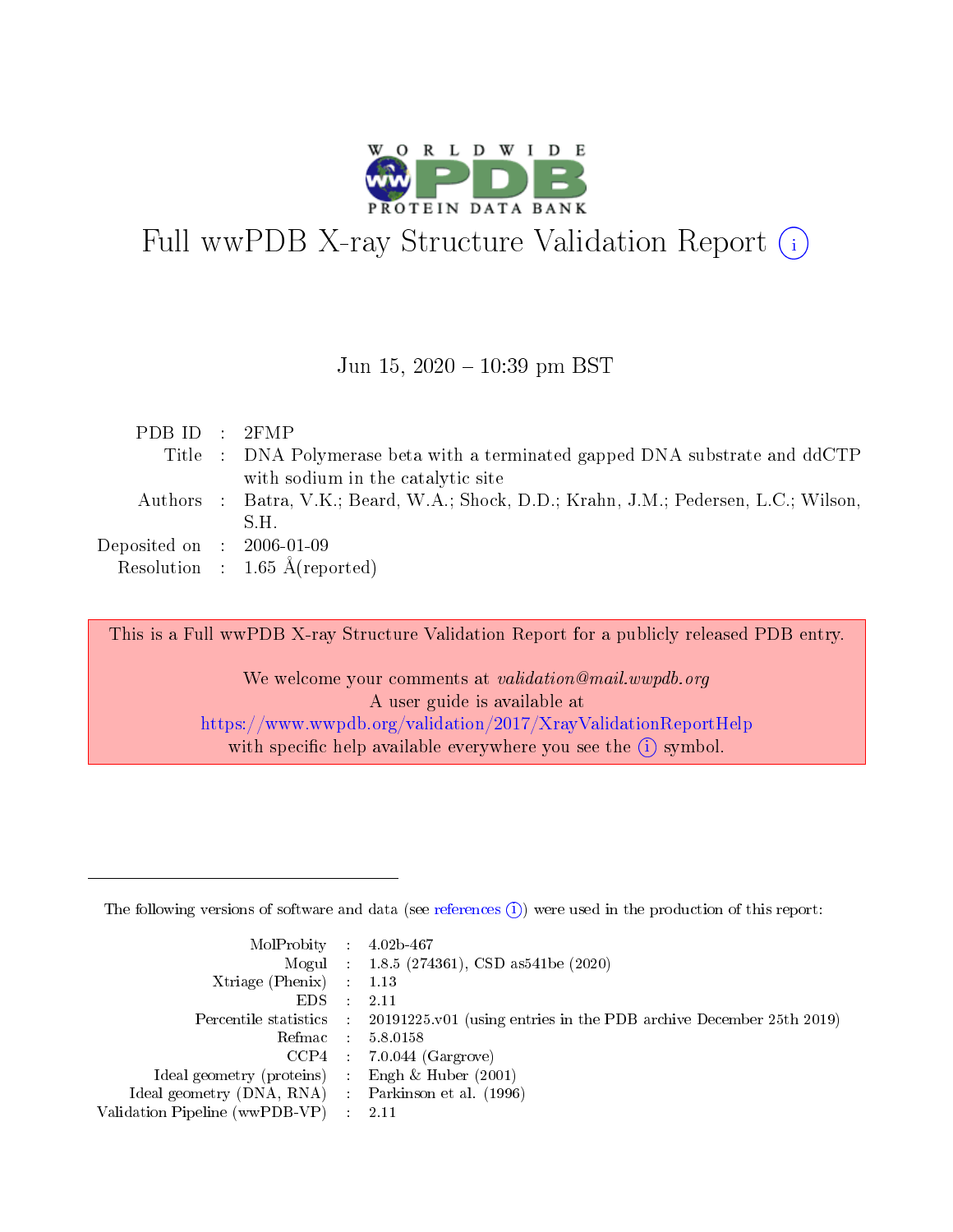# Full wwPDB X-ray Structure Validation Report ⓘ

Jun 15, 2020 – 10:39 pm BST

| | | |
|---|---|---|
| PDB ID | : | 2FMP |
| Title | : | DNA Polymerase beta with a terminated gapped DNA substrate and ddCTP with sodium in the catalytic site |
| Authors | : | Batra, V.K.; Beard, W.A.; Shock, D.D.; Krahn, J.M.; Pedersen, L.C.; Wilson, S.H. |
| Deposited on | : | 2006-01-09 |
| Resolution | : | 1.65 Å(reported) |

This is a Full wwPDB X-ray Structure Validation Report for a publicly released PDB entry.

We welcome your comments at *validation@mail.wwpdb.org*
A user guide is available at
https://www.wwpdb.org/validation/2017/XrayValidationReportHelp
with specific help available everywhere you see the ⓘ symbol.

---

The following versions of software and data (see references ⓘ) were used in the production of this report:

| | | |
|---|---|---|
| MolProbity | : | 4.02b-467 |
| Mogul | : | 1.8.5 (274361), CSD as541be (2020) |
| Xtriage (Phenix) | : | 1.13 |
| EDS | : | 2.11 |
| Percentile statistics | : | 20191225.v01 (using entries in the PDB archive December 25th 2019) |
| Refmac | : | 5.8.0158 |
| CCP4 | : | 7.0.044 (Gargrove) |
| Ideal geometry (proteins) | : | Engh & Huber (2001) |
| Ideal geometry (DNA, RNA) | : | Parkinson et al. (1996) |
| Validation Pipeline (wwPDB-VP) | : | 2.11 |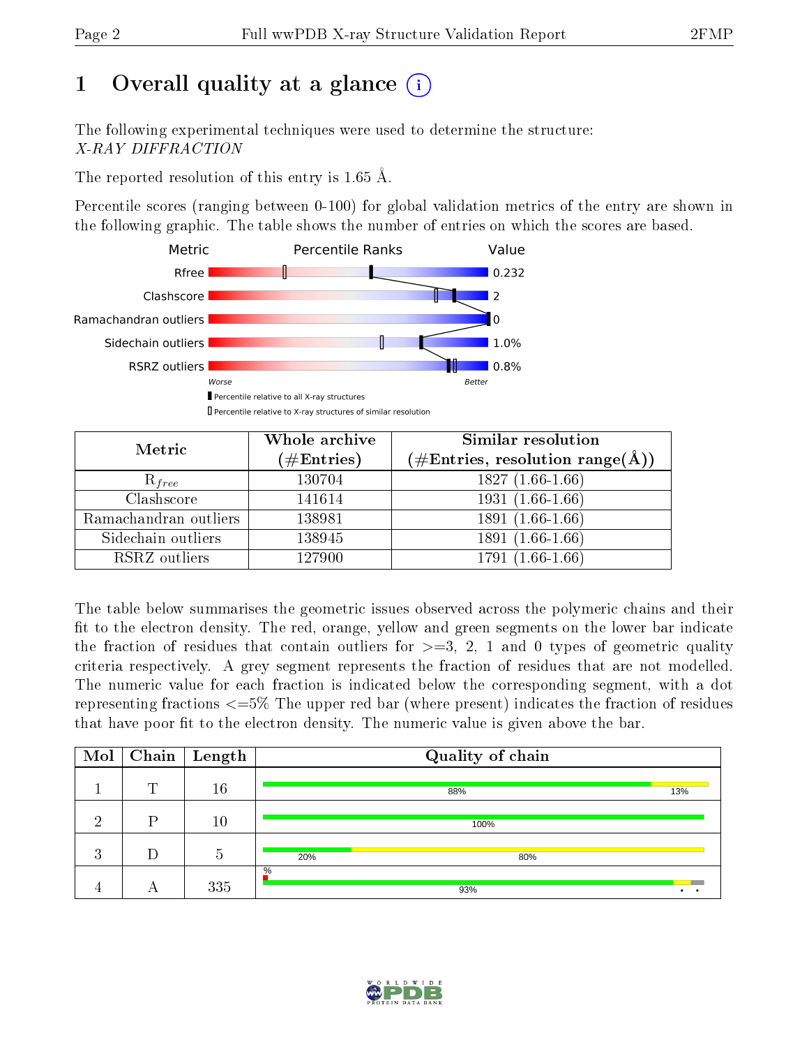# 1 Overall quality at a glance (i)

The following experimental techniques were used to determine the structure:
*X-RAY DIFFRACTION*

The reported resolution of this entry is 1.65 Å.

Percentile scores (ranging between 0-100) for global validation metrics of the entry are shown in the following graphic. The table shows the number of entries on which the scores are based.

| Metric | Value |
|---|---|
| Rfree | 0.232 |
| Clashscore | 2 |
| Ramachandran outliers | 0 |
| Sidechain outliers | 1.0% |
| RSRZ outliers | 0.8% |

Worse — Better

Percentile relative to all X-ray structures
Percentile relative to X-ray structures of similar resolution

| Metric | Whole archive (#Entries) | Similar resolution (#Entries, resolution range(Å)) |
|---|---|---|
| $R_{free}$ | 130704 | 1827 (1.66-1.66) |
| Clashscore | 141614 | 1931 (1.66-1.66) |
| Ramachandran outliers | 138981 | 1891 (1.66-1.66) |
| Sidechain outliers | 138945 | 1891 (1.66-1.66) |
| RSRZ outliers | 127900 | 1791 (1.66-1.66) |

The table below summarises the geometric issues observed across the polymeric chains and their fit to the electron density. The red, orange, yellow and green segments on the lower bar indicate the fraction of residues that contain outliers for >=3, 2, 1 and 0 types of geometric quality criteria respectively. A grey segment represents the fraction of residues that are not modelled. The numeric value for each fraction is indicated below the corresponding segment, with a dot representing fractions <=5% The upper red bar (where present) indicates the fraction of residues that have poor fit to the electron density. The numeric value is given above the bar.

| Mol | Chain | Length | Quality of chain |
|---|---|---|---|
| 1 | T | 16 | 88% 13% |
| 2 | P | 10 | 100% |
| 3 | D | 5 | 20% 80% |
| 4 | A | 335 | % 93% • • |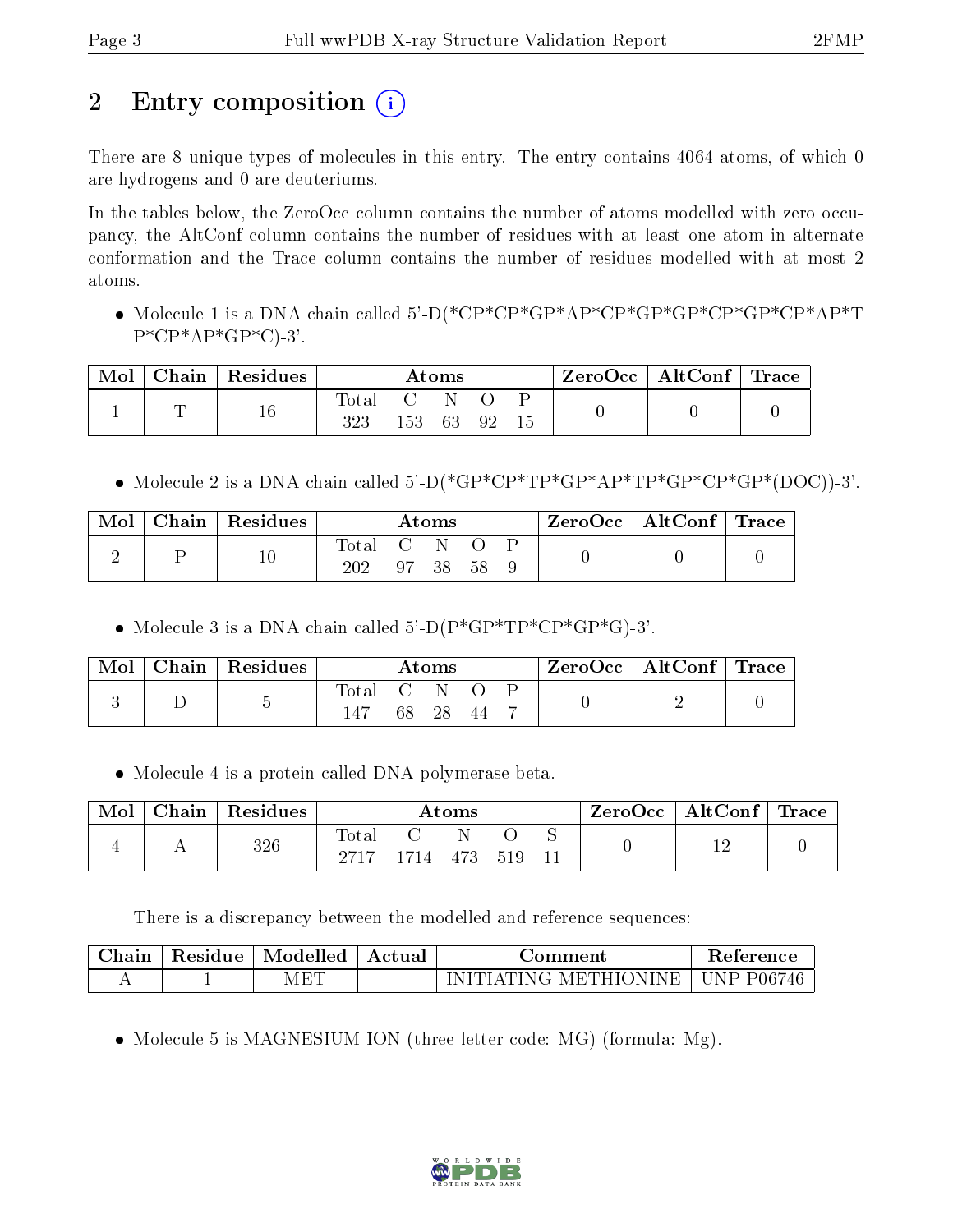# 2 Entry composition

There are 8 unique types of molecules in this entry. The entry contains 4064 atoms, of which 0 are hydrogens and 0 are deuteriums.

In the tables below, the ZeroOcc column contains the number of atoms modelled with zero occupancy, the AltConf column contains the number of residues with at least one atom in alternate conformation and the Trace column contains the number of residues modelled with at most 2 atoms.

- Molecule 1 is a DNA chain called 5'-D(*CP*CP*GP*AP*CP*GP*GP*CP*GP*CP*AP*TP*CP*AP*GP*C)-3'.

| Mol | Chain | Residues | Atoms | | | | | ZeroOcc | AltConf | Trace |
|---|---|---|---|---|---|---|---|---|---|---|
| 1 | T | 16 | Total<br>323 | C<br>153 | N<br>63 | O<br>92 | P<br>15 | 0 | 0 | 0 |

- Molecule 2 is a DNA chain called 5'-D(*GP*CP*TP*GP*AP*TP*GP*CP*GP*(DOC))-3'.

| Mol | Chain | Residues | Atoms | | | | | ZeroOcc | AltConf | Trace |
|---|---|---|---|---|---|---|---|---|---|---|
| 2 | P | 10 | Total<br>202 | C<br>97 | N<br>38 | O<br>58 | P<br>9 | 0 | 0 | 0 |

- Molecule 3 is a DNA chain called 5'-D(P*GP*TP*CP*GP*G)-3'.

| Mol | Chain | Residues | Atoms | | | | | ZeroOcc | AltConf | Trace |
|---|---|---|---|---|---|---|---|---|---|---|
| 3 | D | 5 | Total<br>147 | C<br>68 | N<br>28 | O<br>44 | P<br>7 | 0 | 2 | 0 |

- Molecule 4 is a protein called DNA polymerase beta.

| Mol | Chain | Residues | Atoms | | | | | ZeroOcc | AltConf | Trace |
|---|---|---|---|---|---|---|---|---|---|---|
| 4 | A | 326 | Total<br>2717 | C<br>1714 | N<br>473 | O<br>519 | S<br>11 | 0 | 12 | 0 |

There is a discrepancy between the modelled and reference sequences:

| Chain | Residue | Modelled | Actual | Comment | Reference |
|---|---|---|---|---|---|
| A | 1 | MET | - | INITIATING METHIONINE | UNP P06746 |

- Molecule 5 is MAGNESIUM ION (three-letter code: MG) (formula: Mg).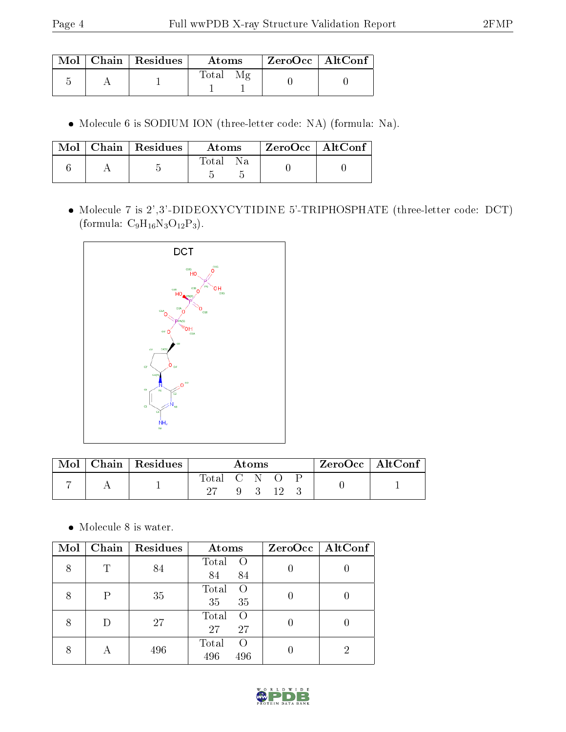| Mol | Chain | Residues | Atoms | | ZeroOcc | AltConf |
|---|---|---|---|---|---|---|
| | | | Total | Mg | | |
| 5 | A | 1 | 1 | 1 | 0 | 0 |

- Molecule 6 is SODIUM ION (three-letter code: NA) (formula: Na).

| Mol | Chain | Residues | Atoms | | ZeroOcc | AltConf |
|---|---|---|---|---|---|---|
| | | | Total | Na | | |
| 6 | A | 5 | 5 | 5 | 0 | 0 |

- Molecule 7 is 2',3'-DIDEOXYCYTIDINE 5'-TRIPHOSPHATE (three-letter code: DCT) (formula: $C_9H_{16}N_3O_{12}P_3$).

| Mol | Chain | Residues | Atoms | | | | | ZeroOcc | AltConf |
|---|---|---|---|---|---|---|---|---|---|
| | | | Total | C | N | O | P | | |
| 7 | A | 1 | 27 | 9 | 3 | 12 | 3 | 0 | 1 |

- Molecule 8 is water.

| Mol | Chain | Residues | Atoms | | ZeroOcc | AltConf |
|---|---|---|---|---|---|---|
| | | | Total | O | | |
| 8 | T | 84 | 84 | 84 | 0 | 0 |
| 8 | P | 35 | 35 | 35 | 0 | 0 |
| 8 | D | 27 | 27 | 27 | 0 | 0 |
| 8 | A | 496 | 496 | 496 | 0 | 2 |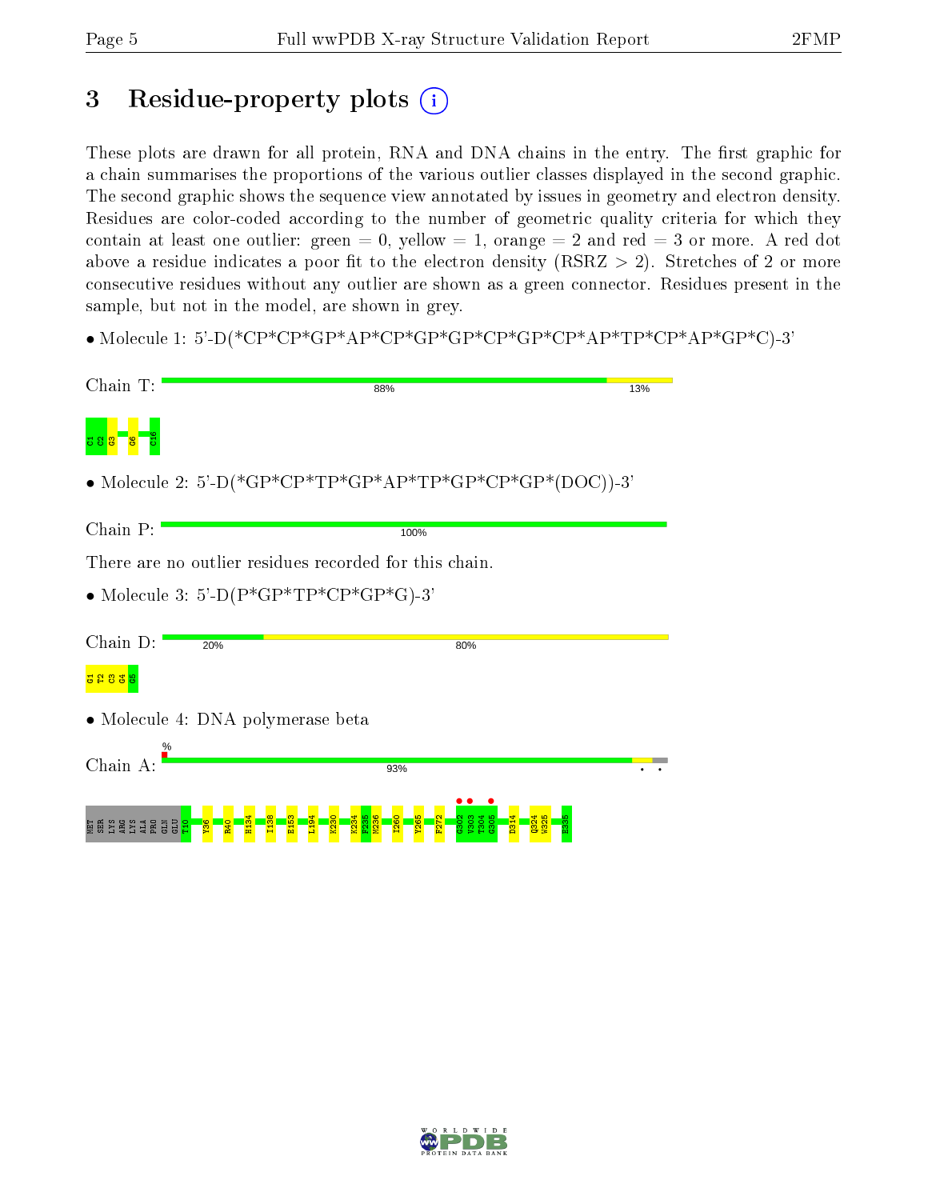# 3 Residue-property plots (i)

These plots are drawn for all protein, RNA and DNA chains in the entry. The first graphic for a chain summarises the proportions of the various outlier classes displayed in the second graphic. The second graphic shows the sequence view annotated by issues in geometry and electron density. Residues are color-coded according to the number of geometric quality criteria for which they contain at least one outlier: green = 0, yellow = 1, orange = 2 and red = 3 or more. A red dot above a residue indicates a poor fit to the electron density (RSRZ > 2). Stretches of 2 or more consecutive residues without any outlier are shown as a green connector. Residues present in the sample, but not in the model, are shown in grey.

• Molecule 1: 5'-D(*CP*CP*GP*AP*CP*GP*GP*CP*GP*CP*AP*TP*CP*AP*GP*C)-3'

Chain T: 88% 13%

C1 C2 G3 G6 C16

• Molecule 2: 5'-D(*GP*CP*TP*GP*AP*TP*GP*CP*GP*(DOC))-3'

Chain P: 100%

There are no outlier residues recorded for this chain.

• Molecule 3: 5'-D(P*GP*TP*CP*GP*G)-3'

Chain D: 20% 80%

G1 T2 C3 G4 G5

• Molecule 4: DNA polymerase beta

Chain A: % 93%

MET SER LYS ARG LYS ALA PRO GLN GLU T10 Y36 R40 H134 I138 E153 L194 K230 K234 F235 M236 I260 Y265 F272 G302 V303 T304 G305 D314 Q324 W325 E335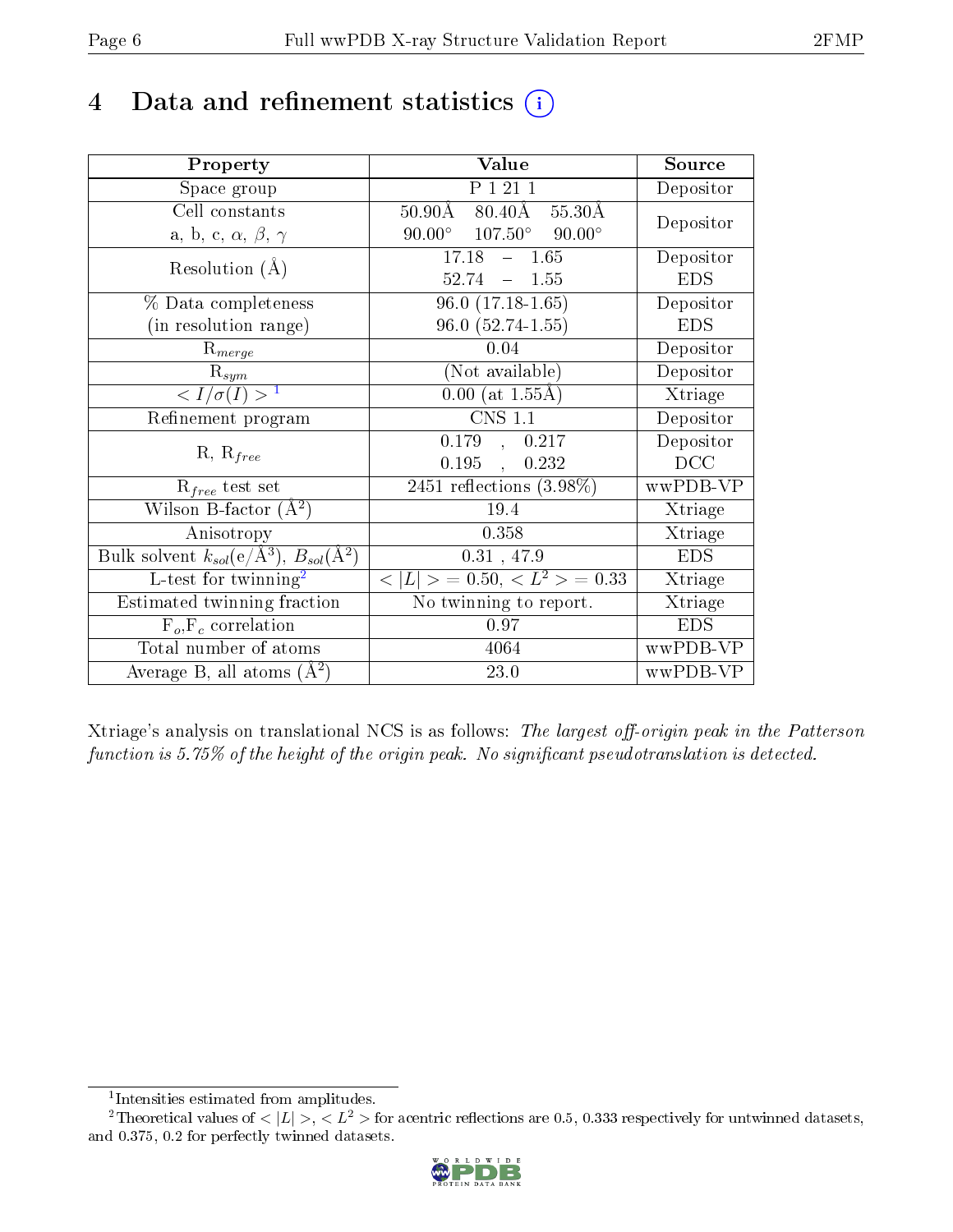# 4 Data and refinement statistics (i)

| Property | Value | Source |
|---|---|---|
| Space group | P 1 21 1 | Depositor |
| Cell constants<br>a, b, c, $\alpha$, $\beta$, $\gamma$ | 50.90Å 80.40Å 55.30Å<br>90.00° 107.50° 90.00° | Depositor |
| Resolution (Å) | 17.18 – 1.65<br>52.74 – 1.55 | Depositor<br>EDS |
| % Data completeness<br>(in resolution range) | 96.0 (17.18-1.65)<br>96.0 (52.74-1.55) | Depositor<br>EDS |
| $R_{merge}$ | 0.04 | Depositor |
| $R_{sym}$ | (Not available) | Depositor |
| $< I/\sigma(I) >$ [1] | 0.00 (at 1.55Å) | Xtriage |
| Refinement program | CNS 1.1 | Depositor |
| R, $R_{free}$ | 0.179 , 0.217<br>0.195 , 0.232 | Depositor<br>DCC |
| $R_{free}$ test set | 2451 reflections (3.98%) | wwPDB-VP |
| Wilson B-factor (Å$^2$) | 19.4 | Xtriage |
| Anisotropy | 0.358 | Xtriage |
| Bulk solvent $k_{sol}$(e/Å$^3$), $B_{sol}$(Å$^2$) | 0.31 , 47.9 | EDS |
| L-test for twinning[2] | $< \|L\| >$ = 0.50, $< L^2 >$ = 0.33 | Xtriage |
| Estimated twinning fraction | No twinning to report. | Xtriage |
| $F_o$,$F_c$ correlation | 0.97 | EDS |
| Total number of atoms | 4064 | wwPDB-VP |
| Average B, all atoms (Å$^2$) | 23.0 | wwPDB-VP |

Xtriage's analysis on translational NCS is as follows: *The largest off-origin peak in the Patterson function is 5.75% of the height of the origin peak. No significant pseudotranslation is detected.*

[1] Intensities estimated from amplitudes.

[2] Theoretical values of $< |L| >$, $< L^2 >$ for acentric reflections are 0.5, 0.333 respectively for untwinned datasets, and 0.375, 0.2 for perfectly twinned datasets.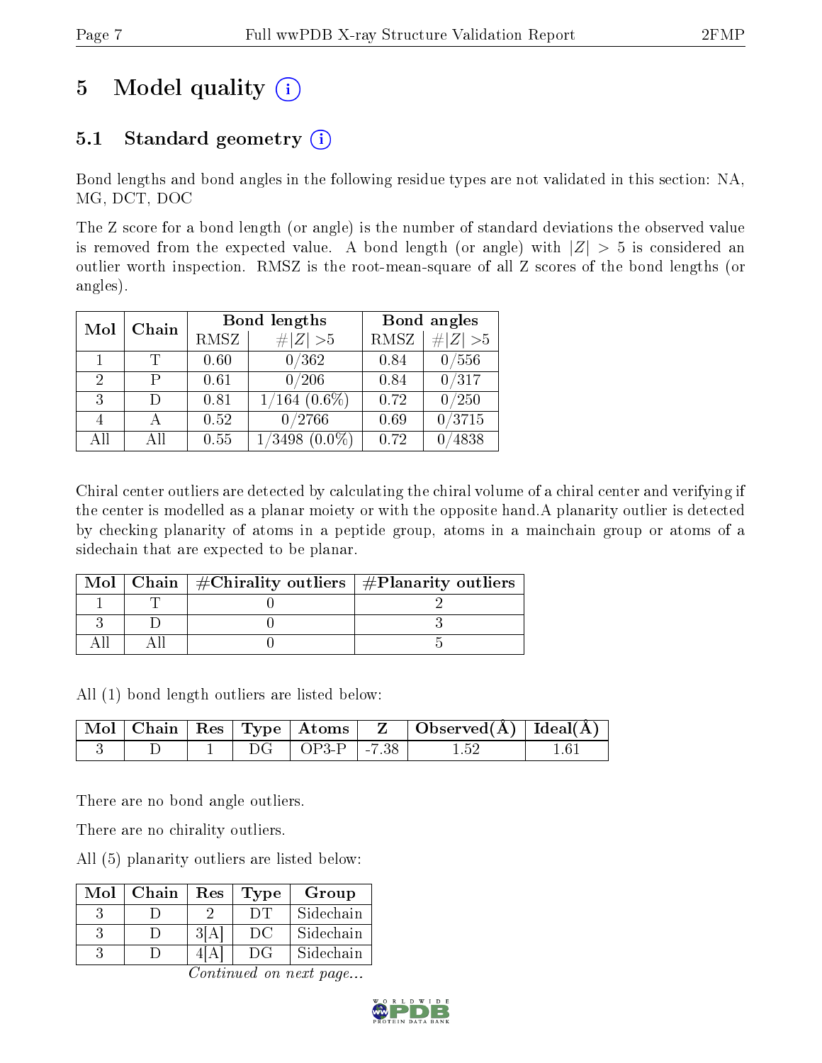# 5 Model quality

## 5.1 Standard geometry

Bond lengths and bond angles in the following residue types are not validated in this section: NA, MG, DCT, DOC

The Z score for a bond length (or angle) is the number of standard deviations the observed value is removed from the expected value. A bond length (or angle) with $|Z| > 5$ is considered an outlier worth inspection. RMSZ is the root-mean-square of all Z scores of the bond lengths (or angles).

| Mol | Chain | Bond lengths | | Bond angles | |
|---|---|---|---|---|---|
| | | RMSZ | #$\|Z\|$ >5 | RMSZ | #$\|Z\|$ >5 |
| 1 | T | 0.60 | 0/362 | 0.84 | 0/556 |
| 2 | P | 0.61 | 0/206 | 0.84 | 0/317 |
| 3 | D | 0.81 | 1/164 (0.6%) | 0.72 | 0/250 |
| 4 | A | 0.52 | 0/2766 | 0.69 | 0/3715 |
| All | All | 0.55 | 1/3498 (0.0%) | 0.72 | 0/4838 |

Chiral center outliers are detected by calculating the chiral volume of a chiral center and verifying if the center is modelled as a planar moiety or with the opposite hand.A planarity outlier is detected by checking planarity of atoms in a peptide group, atoms in a mainchain group or atoms of a sidechain that are expected to be planar.

| Mol | Chain | #Chirality outliers | #Planarity outliers |
|---|---|---|---|
| 1 | T | 0 | 2 |
| 3 | D | 0 | 3 |
| All | All | 0 | 5 |

All (1) bond length outliers are listed below:

| Mol | Chain | Res | Type | Atoms | Z | Observed(Å) | Ideal(Å) |
|---|---|---|---|---|---|---|---|
| 3 | D | 1 | DG | OP3-P | -7.38 | 1.52 | 1.61 |

There are no bond angle outliers.

There are no chirality outliers.

All (5) planarity outliers are listed below:

| Mol | Chain | Res | Type | Group |
|---|---|---|---|---|
| 3 | D | 2 | DT | Sidechain |
| 3 | D | 3[A] | DC | Sidechain |
| 3 | D | 4[A] | DG | Sidechain |

*Continued on next page...*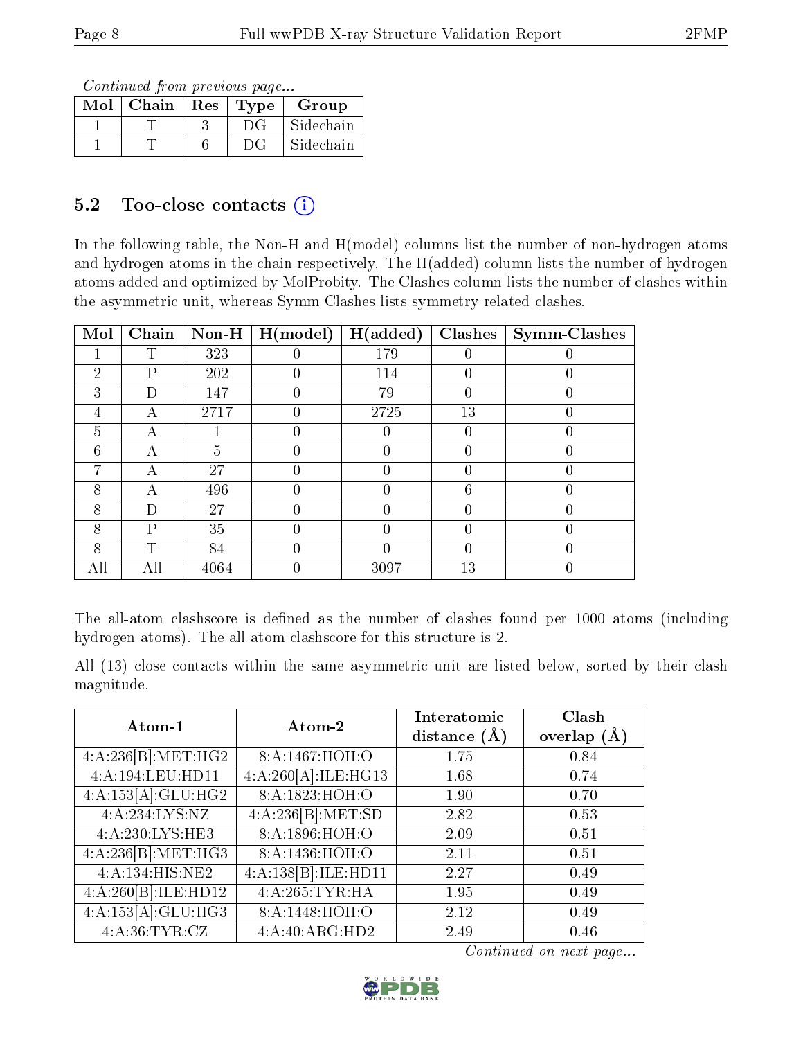*Continued from previous page...*

| Mol | Chain | Res | Type | Group |
|---|---|---|---|---|
| 1 | T | 3 | DG | Sidechain |
| 1 | T | 6 | DG | Sidechain |

## 5.2 Too-close contacts (i)

In the following table, the Non-H and H(model) columns list the number of non-hydrogen atoms and hydrogen atoms in the chain respectively. The H(added) column lists the number of hydrogen atoms added and optimized by MolProbity. The Clashes column lists the number of clashes within the asymmetric unit, whereas Symm-Clashes lists symmetry related clashes.

| Mol | Chain | Non-H | H(model) | H(added) | Clashes | Symm-Clashes |
|---|---|---|---|---|---|---|
| 1 | T | 323 | 0 | 179 | 0 | 0 |
| 2 | P | 202 | 0 | 114 | 0 | 0 |
| 3 | D | 147 | 0 | 79 | 0 | 0 |
| 4 | A | 2717 | 0 | 2725 | 13 | 0 |
| 5 | A | 1 | 0 | 0 | 0 | 0 |
| 6 | A | 5 | 0 | 0 | 0 | 0 |
| 7 | A | 27 | 0 | 0 | 0 | 0 |
| 8 | A | 496 | 0 | 0 | 6 | 0 |
| 8 | D | 27 | 0 | 0 | 0 | 0 |
| 8 | P | 35 | 0 | 0 | 0 | 0 |
| 8 | T | 84 | 0 | 0 | 0 | 0 |
| All | All | 4064 | 0 | 3097 | 13 | 0 |

The all-atom clashscore is defined as the number of clashes found per 1000 atoms (including hydrogen atoms). The all-atom clashscore for this structure is 2.

All (13) close contacts within the same asymmetric unit are listed below, sorted by their clash magnitude.

| Atom-1 | Atom-2 | Interatomic distance (Å) | Clash overlap (Å) |
|---|---|---|---|
| 4:A:236[B]:MET:HG2 | 8:A:1467:HOH:O | 1.75 | 0.84 |
| 4:A:194:LEU:HD11 | 4:A:260[A]:ILE:HG13 | 1.68 | 0.74 |
| 4:A:153[A]:GLU:HG2 | 8:A:1823:HOH:O | 1.90 | 0.70 |
| 4:A:234:LYS:NZ | 4:A:236[B]:MET:SD | 2.82 | 0.53 |
| 4:A:230:LYS:HE3 | 8:A:1896:HOH:O | 2.09 | 0.51 |
| 4:A:236[B]:MET:HG3 | 8:A:1436:HOH:O | 2.11 | 0.51 |
| 4:A:134:HIS:NE2 | 4:A:138[B]:ILE:HD11 | 2.27 | 0.49 |
| 4:A:260[B]:ILE:HD12 | 4:A:265:TYR:HA | 1.95 | 0.49 |
| 4:A:153[A]:GLU:HG3 | 8:A:1448:HOH:O | 2.12 | 0.49 |
| 4:A:36:TYR:CZ | 4:A:40:ARG:HD2 | 2.49 | 0.46 |

*Continued on next page...*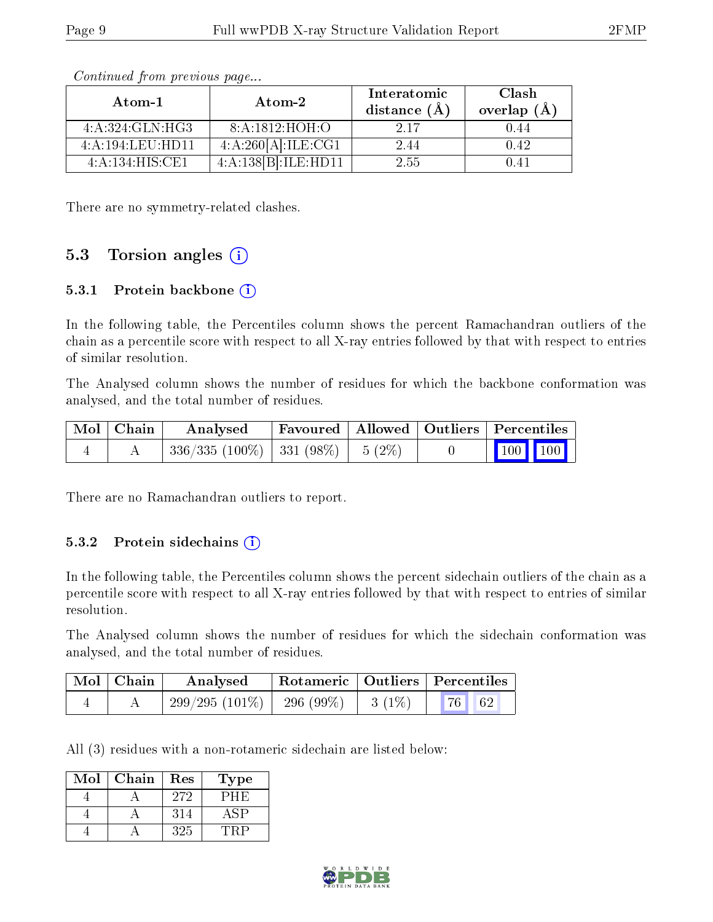*Continued from previous page...*

| Atom-1 | Atom-2 | Interatomic distance (Å) | Clash overlap (Å) |
|---|---|---|---|
| 4:A:324:GLN:HG3 | 8:A:1812:HOH:O | 2.17 | 0.44 |
| 4:A:194:LEU:HD11 | 4:A:260[A]:ILE:CG1 | 2.44 | 0.42 |
| 4:A:134:HIS:CE1 | 4:A:138[B]:ILE:HD11 | 2.55 | 0.41 |

There are no symmetry-related clashes.

## 5.3 Torsion angles

### 5.3.1 Protein backbone

In the following table, the Percentiles column shows the percent Ramachandran outliers of the chain as a percentile score with respect to all X-ray entries followed by that with respect to entries of similar resolution.

The Analysed column shows the number of residues for which the backbone conformation was analysed, and the total number of residues.

| Mol | Chain | Analysed | Favoured | Allowed | Outliers | Percentiles | |
|---|---|---|---|---|---|---|---|
| 4 | A | 336/335 (100%) | 331 (98%) | 5 (2%) | 0 | 100 | 100 |

There are no Ramachandran outliers to report.

### 5.3.2 Protein sidechains

In the following table, the Percentiles column shows the percent sidechain outliers of the chain as a percentile score with respect to all X-ray entries followed by that with respect to entries of similar resolution.

The Analysed column shows the number of residues for which the sidechain conformation was analysed, and the total number of residues.

| Mol | Chain | Analysed | Rotameric | Outliers | Percentiles | |
|---|---|---|---|---|---|---|
| 4 | A | 299/295 (101%) | 296 (99%) | 3 (1%) | 76 | 62 |

All (3) residues with a non-rotameric sidechain are listed below:

| Mol | Chain | Res | Type |
|---|---|---|---|
| 4 | A | 272 | PHE |
| 4 | A | 314 | ASP |
| 4 | A | 325 | TRP |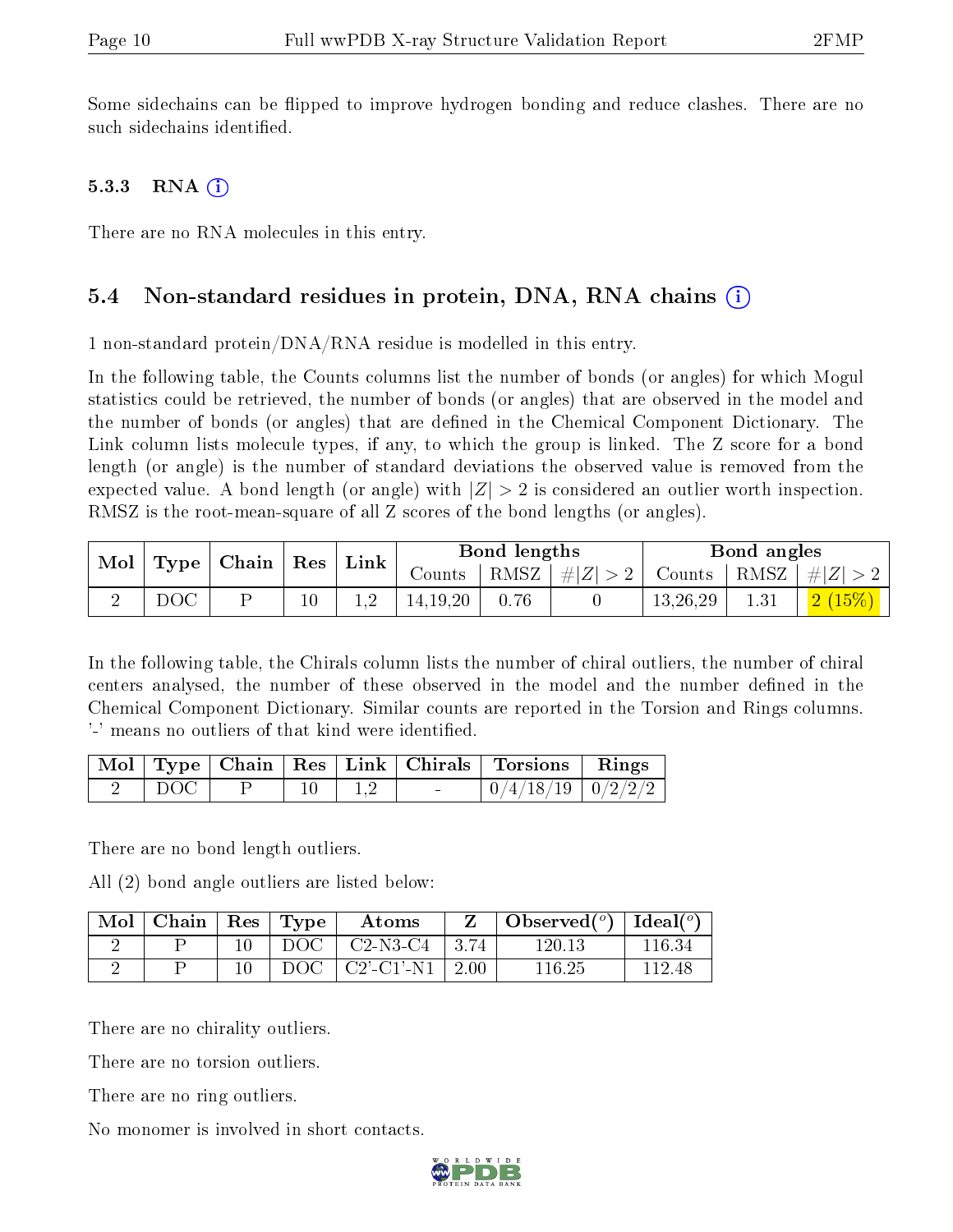Some sidechains can be flipped to improve hydrogen bonding and reduce clashes. There are no such sidechains identified.

### 5.3.3 RNA

There are no RNA molecules in this entry.

## 5.4 Non-standard residues in protein, DNA, RNA chains

1 non-standard protein/DNA/RNA residue is modelled in this entry.

In the following table, the Counts columns list the number of bonds (or angles) for which Mogul statistics could be retrieved, the number of bonds (or angles) that are observed in the model and the number of bonds (or angles) that are defined in the Chemical Component Dictionary. The Link column lists molecule types, if any, to which the group is linked. The Z score for a bond length (or angle) is the number of standard deviations the observed value is removed from the expected value. A bond length (or angle) with $|Z| > 2$ is considered an outlier worth inspection. RMSZ is the root-mean-square of all Z scores of the bond lengths (or angles).

| Mol | Type | Chain | Res | Link | Bond lengths | | | Bond angles | | |
|---|---|---|---|---|---|---|---|---|---|---|
| | | | | | Counts | RMSZ | $\#\|Z\| > 2$ | Counts | RMSZ | $\#\|Z\| > 2$ |
| 2 | DOC | P | 10 | 1,2 | 14,19,20 | 0.76 | 0 | 13,26,29 | 1.31 | 2 (15%) |

In the following table, the Chirals column lists the number of chiral outliers, the number of chiral centers analysed, the number of these observed in the model and the number defined in the Chemical Component Dictionary. Similar counts are reported in the Torsion and Rings columns. '-' means no outliers of that kind were identified.

| Mol | Type | Chain | Res | Link | Chirals | Torsions | Rings |
|---|---|---|---|---|---|---|---|
| 2 | DOC | P | 10 | 1,2 | - | 0/4/18/19 | 0/2/2/2 |

There are no bond length outliers.

All (2) bond angle outliers are listed below:

| Mol | Chain | Res | Type | Atoms | Z | Observed(°) | Ideal(°) |
|---|---|---|---|---|---|---|---|
| 2 | P | 10 | DOC | C2-N3-C4 | 3.74 | 120.13 | 116.34 |
| 2 | P | 10 | DOC | C2'-C1'-N1 | 2.00 | 116.25 | 112.48 |

There are no chirality outliers.

There are no torsion outliers.

There are no ring outliers.

No monomer is involved in short contacts.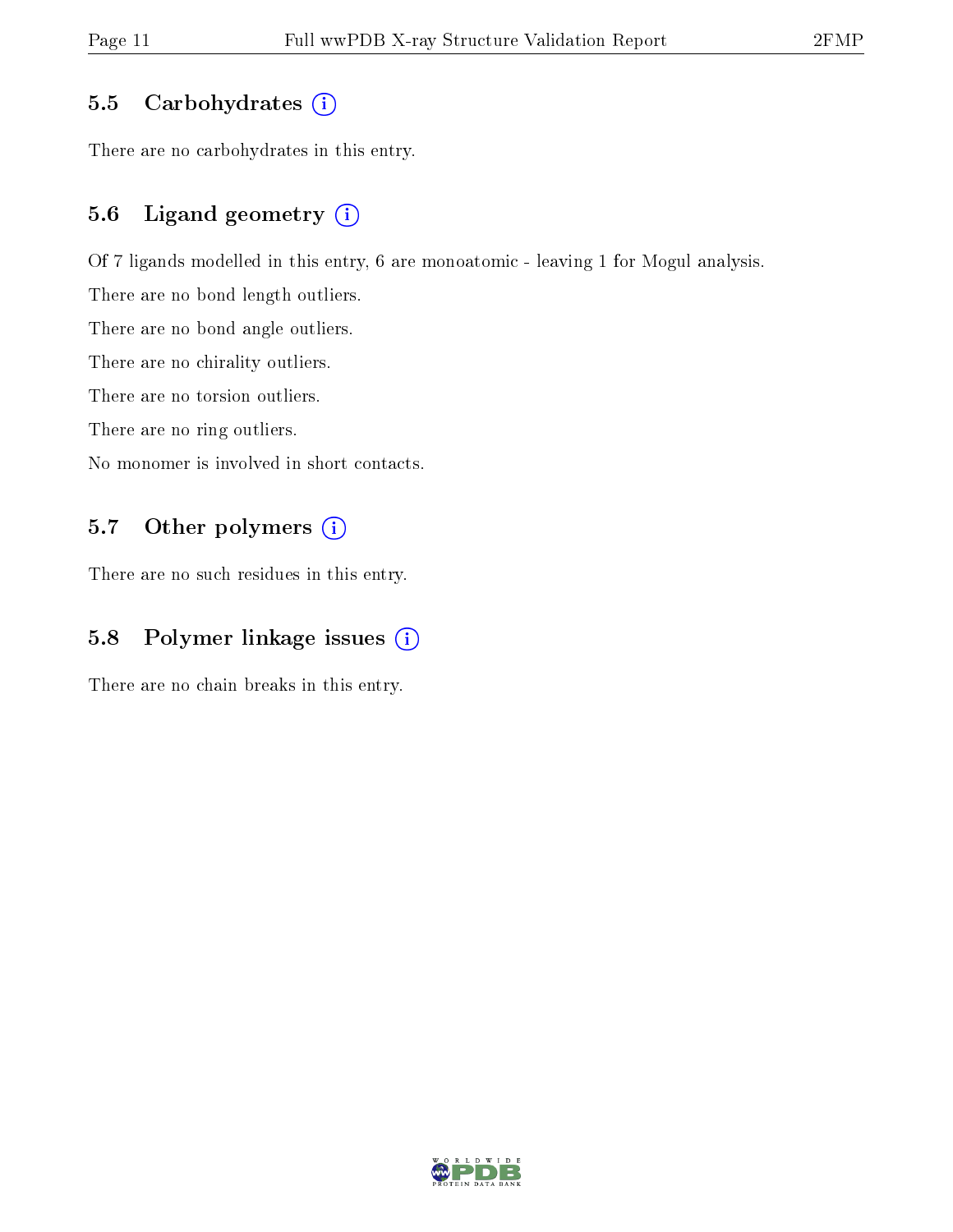### 5.5 Carbohydrates

There are no carbohydrates in this entry.

### 5.6 Ligand geometry

Of 7 ligands modelled in this entry, 6 are monoatomic - leaving 1 for Mogul analysis.

There are no bond length outliers.

There are no bond angle outliers.

There are no chirality outliers.

There are no torsion outliers.

There are no ring outliers.

No monomer is involved in short contacts.

### 5.7 Other polymers

There are no such residues in this entry.

### 5.8 Polymer linkage issues

There are no chain breaks in this entry.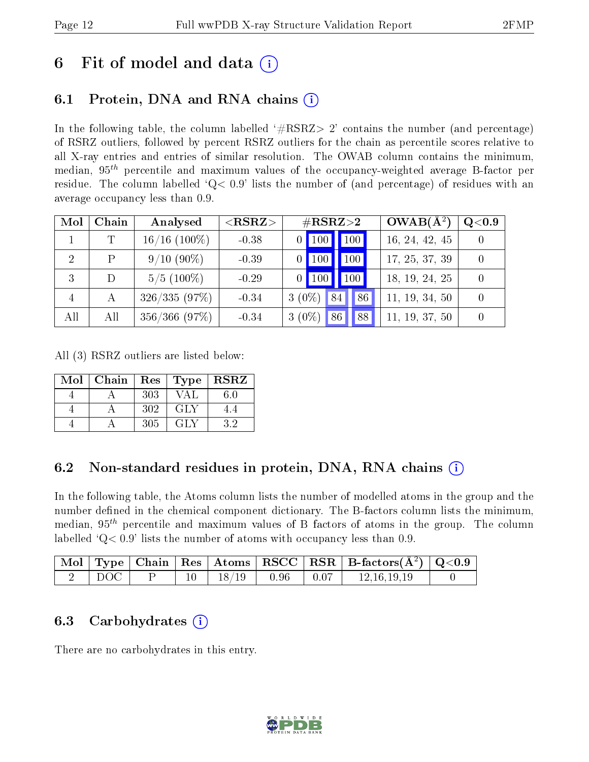# 6 Fit of model and data (i)

## 6.1 Protein, DNA and RNA chains (i)

In the following table, the column labelled '#RSRZ> 2' contains the number (and percentage) of RSRZ outliers, followed by percent RSRZ outliers for the chain as percentile scores relative to all X-ray entries and entries of similar resolution. The OWAB column contains the minimum, median, $95^{th}$ percentile and maximum values of the occupancy-weighted average B-factor per residue. The column labelled 'Q< 0.9' lists the number of (and percentage) of residues with an average occupancy less than 0.9.

| Mol | Chain | Analysed | <RSRZ> | #RSRZ>2 | | | OWAB(Å$^2$) | Q<0.9 |
|---|---|---|---|---|---|---|---|---|
| 1 | T | 16/16 (100%) | -0.38 | 0 | 100 | 100 | 16, 24, 42, 45 | 0 |
| 2 | P | 9/10 (90%) | -0.39 | 0 | 100 | 100 | 17, 25, 37, 39 | 0 |
| 3 | D | 5/5 (100%) | -0.29 | 0 | 100 | 100 | 18, 19, 24, 25 | 0 |
| 4 | A | 326/335 (97%) | -0.34 | 3 (0%) | 84 | 86 | 11, 19, 34, 50 | 0 |
| All | All | 356/366 (97%) | -0.34 | 3 (0%) | 86 | 88 | 11, 19, 37, 50 | 0 |

All (3) RSRZ outliers are listed below:

| Mol | Chain | Res | Type | RSRZ |
|---|---|---|---|---|
| 4 | A | 303 | VAL | 6.0 |
| 4 | A | 302 | GLY | 4.4 |
| 4 | A | 305 | GLY | 3.2 |

## 6.2 Non-standard residues in protein, DNA, RNA chains (i)

In the following table, the Atoms column lists the number of modelled atoms in the group and the number defined in the chemical component dictionary. The B-factors column lists the minimum, median, $95^{th}$ percentile and maximum values of B factors of atoms in the group. The column labelled 'Q< 0.9' lists the number of atoms with occupancy less than 0.9.

| Mol | Type | Chain | Res | Atoms | RSCC | RSR | B-factors(Å$^2$) | Q<0.9 |
|---|---|---|---|---|---|---|---|---|
| 2 | DOC | P | 10 | 18/19 | 0.96 | 0.07 | 12,16,19,19 | 0 |

## 6.3 Carbohydrates (i)

There are no carbohydrates in this entry.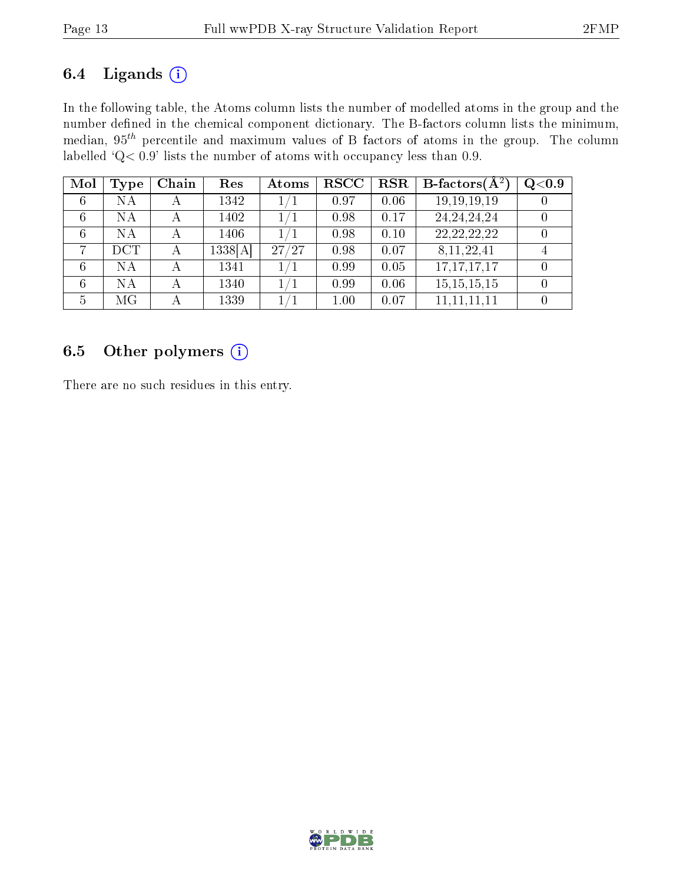### 6.4 Ligands (i)

In the following table, the Atoms column lists the number of modelled atoms in the group and the number defined in the chemical component dictionary. The B-factors column lists the minimum, median, $95^{th}$ percentile and maximum values of B factors of atoms in the group. The column labelled 'Q< 0.9' lists the number of atoms with occupancy less than 0.9.

| Mol | Type | Chain | Res | Atoms | RSCC | RSR | B-factors($Å^2$) | Q<0.9 |
|---|---|---|---|---|---|---|---|---|
| 6 | NA | A | 1342 | 1/1 | 0.97 | 0.06 | 19,19,19,19 | 0 |
| 6 | NA | A | 1402 | 1/1 | 0.98 | 0.17 | 24,24,24,24 | 0 |
| 6 | NA | A | 1406 | 1/1 | 0.98 | 0.10 | 22,22,22,22 | 0 |
| 7 | DCT | A | 1338[A] | 27/27 | 0.98 | 0.07 | 8,11,22,41 | 4 |
| 6 | NA | A | 1341 | 1/1 | 0.99 | 0.05 | 17,17,17,17 | 0 |
| 6 | NA | A | 1340 | 1/1 | 0.99 | 0.06 | 15,15,15,15 | 0 |
| 5 | MG | A | 1339 | 1/1 | 1.00 | 0.07 | 11,11,11,11 | 0 |

### 6.5 Other polymers (i)

There are no such residues in this entry.